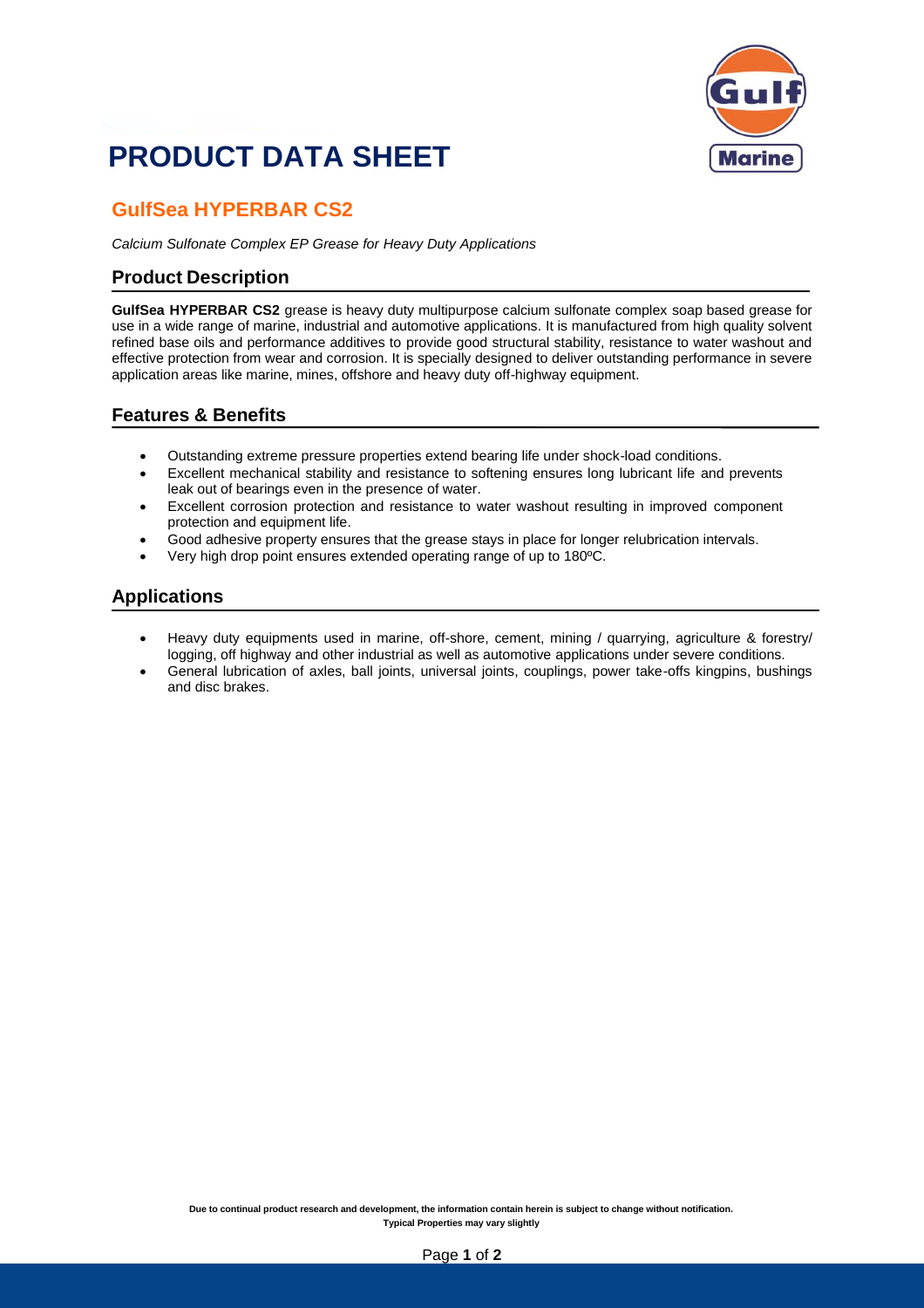# PRODUCT DATA SHEET

## GulfSea HYPERBAR CS2

*Calcium Sulfonate Complex EP Grease for Heavy Duty Applications*

### Product Description

**GulfSea HYPERBAR CS2** grease is heavy duty multipurpose calcium sulfonate complex soap based grease for use in a wide range of marine, industrial and automotive applications. It is manufactured from high quality solvent refined base oils and performance additives to provide good structural stability, resistance to water washout and effective protection from wear and corrosion. It is specially designed to deliver outstanding performance in severe application areas like marine, mines, offshore and heavy duty off-highway equipment.

### Features & Benefits

- Outstanding extreme pressure properties extend bearing life under shock-load conditions.
- Excellent mechanical stability and resistance to softening ensures long lubricant life and prevents leak out of bearings even in the presence of water.
- Excellent corrosion protection and resistance to water washout resulting in improved component protection and equipment life.
- Good adhesive property ensures that the grease stays in place for longer relubrication intervals.
- Very high drop point ensures extended operating range of up to 180ºC.

### Applications

- Heavy duty equipments used in marine, off-shore, cement, mining / quarrying, agriculture & forestry/ logging, off highway and other industrial as well as automotive applications under severe conditions.
- General lubrication of axles, ball joints, universal joints, couplings, power take-offs kingpins, bushings and disc brakes.

**Due to continual product research and development, the information contain herein is subject to change without notification.**
**Typical Properties may vary slightly**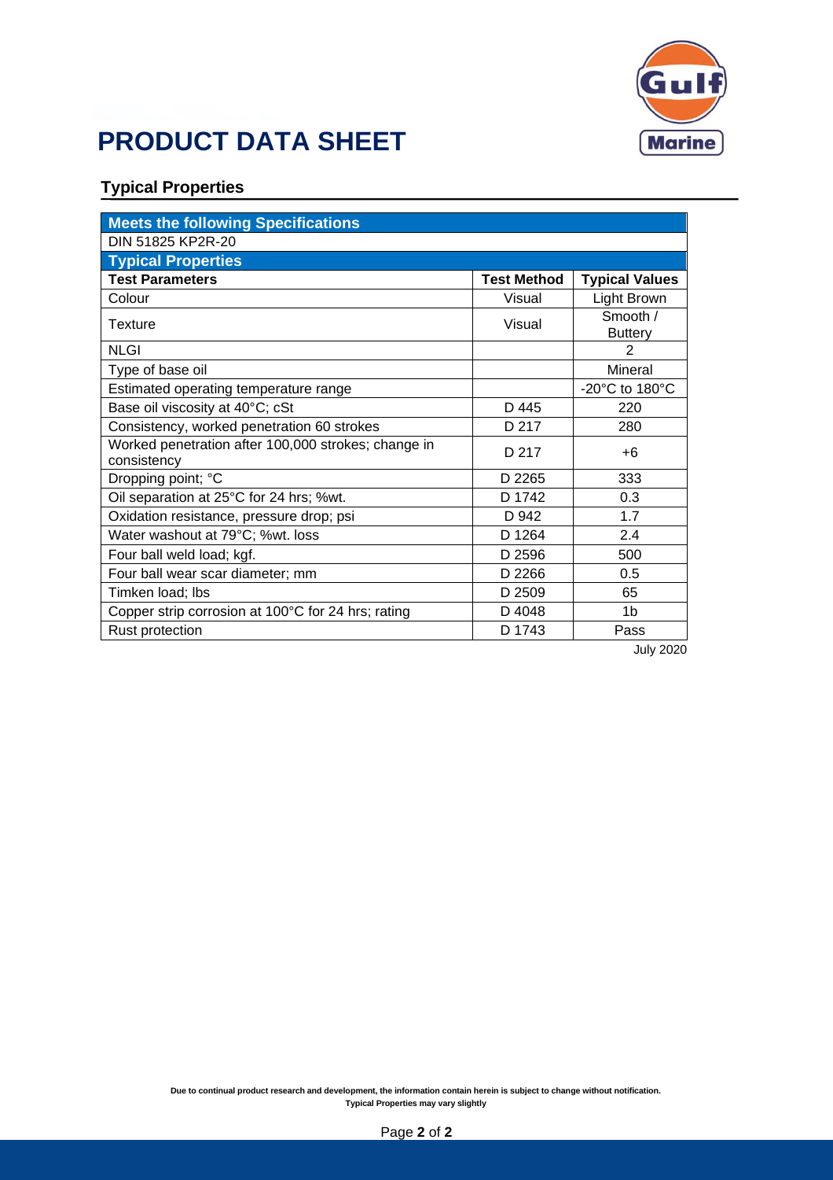# PRODUCT DATA SHEET

## Typical Properties

| Meets the following Specifications | | |
|---|---|---|
| DIN 51825 KP2R-20 | | |
| **Typical Properties** | | |
| **Test Parameters** | **Test Method** | **Typical Values** |
| Colour | Visual | Light Brown |
| Texture | Visual | Smooth / Buttery |
| NLGI | | 2 |
| Type of base oil | | Mineral |
| Estimated operating temperature range | | -20°C to 180°C |
| Base oil viscosity at 40°C; cSt | D 445 | 220 |
| Consistency, worked penetration 60 strokes | D 217 | 280 |
| Worked penetration after 100,000 strokes; change in consistency | D 217 | +6 |
| Dropping point; °C | D 2265 | 333 |
| Oil separation at 25°C for 24 hrs; %wt. | D 1742 | 0.3 |
| Oxidation resistance, pressure drop; psi | D 942 | 1.7 |
| Water washout at 79°C; %wt. loss | D 1264 | 2.4 |
| Four ball weld load; kgf. | D 2596 | 500 |
| Four ball wear scar diameter; mm | D 2266 | 0.5 |
| Timken load; lbs | D 2509 | 65 |
| Copper strip corrosion at 100°C for 24 hrs; rating | D 4048 | 1b |
| Rust protection | D 1743 | Pass |

July 2020

**Due to continual product research and development, the information contain herein is subject to change without notification.**
**Typical Properties may vary slightly**